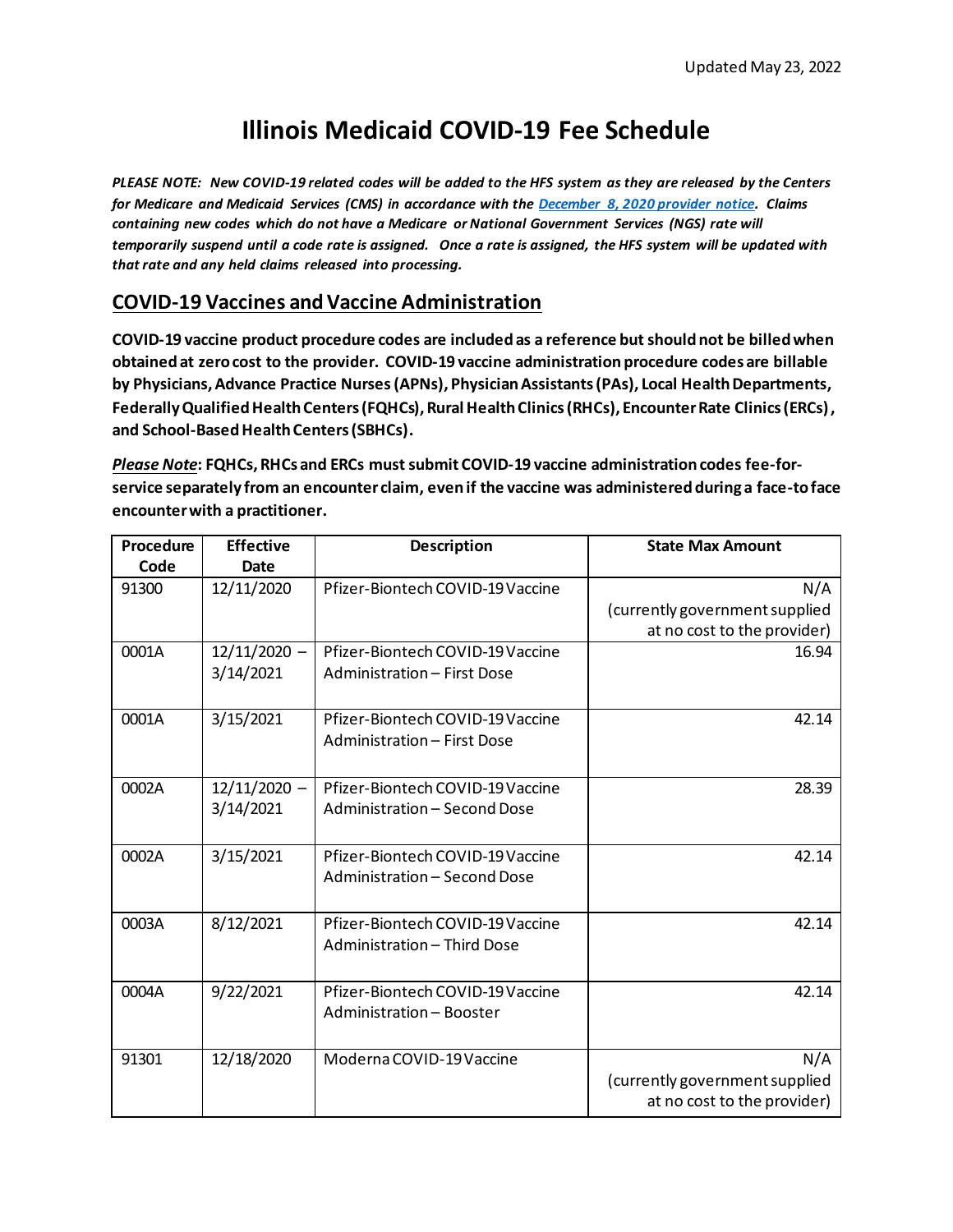Updated May 23, 2022

# Illinois Medicaid COVID-19 Fee Schedule

***PLEASE NOTE: New COVID-19 related codes will be added to the HFS system as they are released by the Centers for Medicare and Medicaid Services (CMS) in accordance with the December 8, 2020 provider notice. Claims containing new codes which do not have a Medicare or National Government Services (NGS) rate will temporarily suspend until a code rate is assigned. Once a rate is assigned, the HFS system will be updated with that rate and any held claims released into processing.***

## COVID-19 Vaccines and Vaccine Administration

**COVID-19 vaccine product procedure codes are included as a reference but should not be billed when obtained at zero cost to the provider. COVID-19 vaccine administration procedure codes are billable by Physicians, Advance Practice Nurses (APNs), Physician Assistants (PAs), Local Health Departments, Federally Qualified Health Centers (FQHCs), Rural Health Clinics (RHCs), Encounter Rate Clinics (ERCs), and School-Based Health Centers (SBHCs).**

***Please Note*: FQHCs, RHCs and ERCs must submit COVID-19 vaccine administration codes fee-for-service separately from an encounter claim, even if the vaccine was administered during a face-to face encounter with a practitioner.**

| Procedure Code | Effective Date | Description | State Max Amount |
|---|---|---|---|
| 91300 | 12/11/2020 | Pfizer-Biontech COVID-19 Vaccine | N/A (currently government supplied at no cost to the provider) |
| 0001A | 12/11/2020 – 3/14/2021 | Pfizer-Biontech COVID-19 Vaccine Administration – First Dose | 16.94 |
| 0001A | 3/15/2021 | Pfizer-Biontech COVID-19 Vaccine Administration – First Dose | 42.14 |
| 0002A | 12/11/2020 – 3/14/2021 | Pfizer-Biontech COVID-19 Vaccine Administration – Second Dose | 28.39 |
| 0002A | 3/15/2021 | Pfizer-Biontech COVID-19 Vaccine Administration – Second Dose | 42.14 |
| 0003A | 8/12/2021 | Pfizer-Biontech COVID-19 Vaccine Administration – Third Dose | 42.14 |
| 0004A | 9/22/2021 | Pfizer-Biontech COVID-19 Vaccine Administration – Booster | 42.14 |
| 91301 | 12/18/2020 | Moderna COVID-19 Vaccine | N/A (currently government supplied at no cost to the provider) |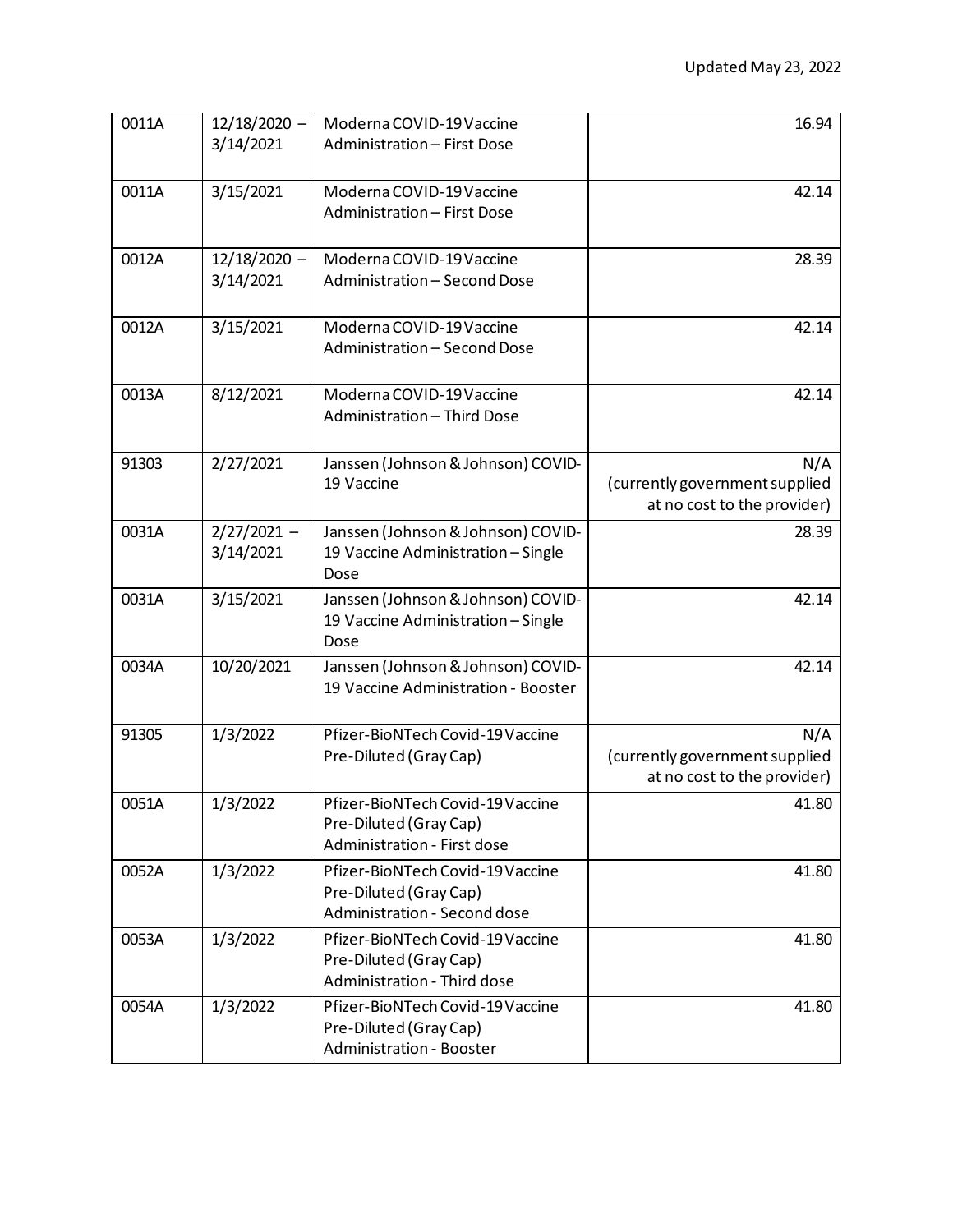| | | | |
|---|---|---|---|
| 0011A | 12/18/2020 – 3/14/2021 | Moderna COVID-19 Vaccine Administration – First Dose | 16.94 |
| 0011A | 3/15/2021 | Moderna COVID-19 Vaccine Administration – First Dose | 42.14 |
| 0012A | 12/18/2020 – 3/14/2021 | Moderna COVID-19 Vaccine Administration – Second Dose | 28.39 |
| 0012A | 3/15/2021 | Moderna COVID-19 Vaccine Administration – Second Dose | 42.14 |
| 0013A | 8/12/2021 | Moderna COVID-19 Vaccine Administration – Third Dose | 42.14 |
| 91303 | 2/27/2021 | Janssen (Johnson & Johnson) COVID-19 Vaccine | N/A (currently government supplied at no cost to the provider) |
| 0031A | 2/27/2021 – 3/14/2021 | Janssen (Johnson & Johnson) COVID-19 Vaccine Administration – Single Dose | 28.39 |
| 0031A | 3/15/2021 | Janssen (Johnson & Johnson) COVID-19 Vaccine Administration – Single Dose | 42.14 |
| 0034A | 10/20/2021 | Janssen (Johnson & Johnson) COVID-19 Vaccine Administration - Booster | 42.14 |
| 91305 | 1/3/2022 | Pfizer-BioNTech Covid-19 Vaccine Pre-Diluted (Gray Cap) | N/A (currently government supplied at no cost to the provider) |
| 0051A | 1/3/2022 | Pfizer-BioNTech Covid-19 Vaccine Pre-Diluted (Gray Cap) Administration - First dose | 41.80 |
| 0052A | 1/3/2022 | Pfizer-BioNTech Covid-19 Vaccine Pre-Diluted (Gray Cap) Administration - Second dose | 41.80 |
| 0053A | 1/3/2022 | Pfizer-BioNTech Covid-19 Vaccine Pre-Diluted (Gray Cap) Administration - Third dose | 41.80 |
| 0054A | 1/3/2022 | Pfizer-BioNTech Covid-19 Vaccine Pre-Diluted (Gray Cap) Administration - Booster | 41.80 |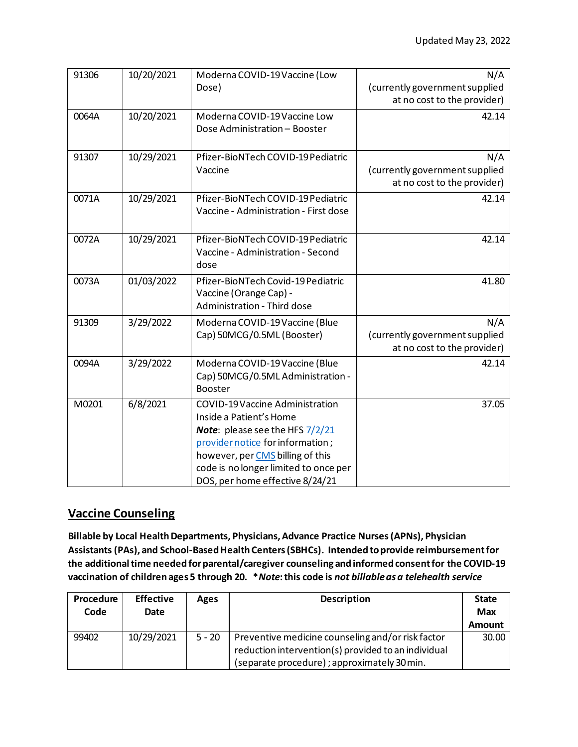Updated May 23, 2022

| | | | |
|---|---|---|---|
| 91306 | 10/20/2021 | Moderna COVID-19 Vaccine (Low Dose) | N/A (currently government supplied at no cost to the provider) |
| 0064A | 10/20/2021 | Moderna COVID-19 Vaccine Low Dose Administration – Booster | 42.14 |
| 91307 | 10/29/2021 | Pfizer-BioNTech COVID-19 Pediatric Vaccine | N/A (currently government supplied at no cost to the provider) |
| 0071A | 10/29/2021 | Pfizer-BioNTech COVID-19 Pediatric Vaccine - Administration - First dose | 42.14 |
| 0072A | 10/29/2021 | Pfizer-BioNTech COVID-19 Pediatric Vaccine - Administration - Second dose | 42.14 |
| 0073A | 01/03/2022 | Pfizer-BioNTech Covid-19 Pediatric Vaccine (Orange Cap) - Administration - Third dose | 41.80 |
| 91309 | 3/29/2022 | Moderna COVID-19 Vaccine (Blue Cap) 50MCG/0.5ML (Booster) | N/A (currently government supplied at no cost to the provider) |
| 0094A | 3/29/2022 | Moderna COVID-19 Vaccine (Blue Cap) 50MCG/0.5ML Administration - Booster | 42.14 |
| M0201 | 6/8/2021 | COVID-19 Vaccine Administration Inside a Patient's Home ***Note***: please see the HFS [7/2/21 provider notice](7/2/21 provider notice) for information; however, per [CMS](CMS) billing of this code is no longer limited to once per DOS, per home effective 8/24/21 | 37.05 |

## Vaccine Counseling

**Billable by Local Health Departments, Physicians, Advance Practice Nurses (APNs), Physician Assistants (PAs), and School-Based Health Centers (SBHCs). Intended to provide reimbursement for the additional time needed for parental/caregiver counseling and informed consent for the COVID-19 vaccination of children ages 5 through 20. **Note*: this code is *not billable as a telehealth service***

| Procedure Code | Effective Date | Ages | Description | State Max Amount |
|---|---|---|---|---|
| 99402 | 10/29/2021 | 5 - 20 | Preventive medicine counseling and/or risk factor reduction intervention(s) provided to an individual (separate procedure); approximately 30 min. | 30.00 |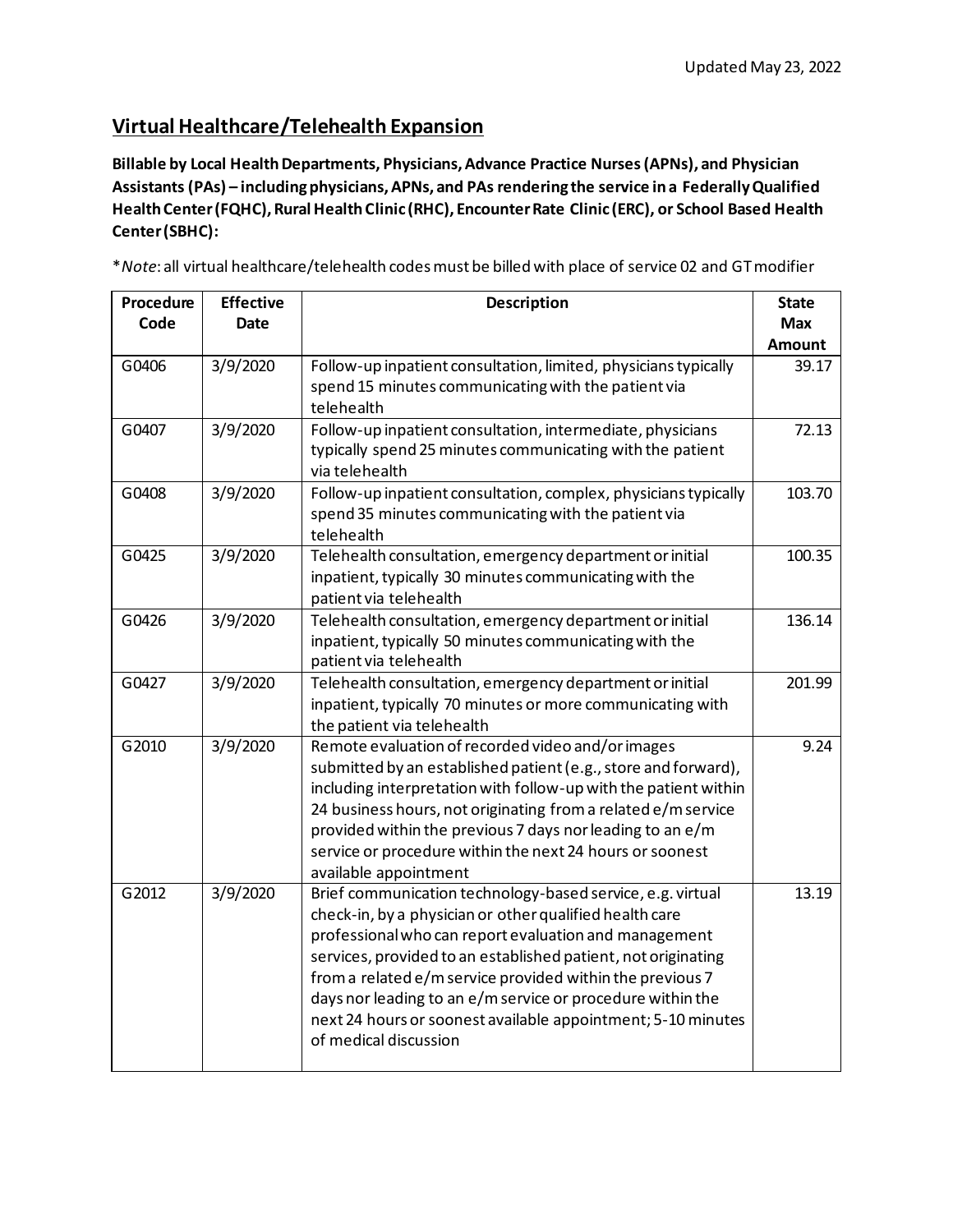Updated May 23, 2022

## Virtual Healthcare/Telehealth Expansion

**Billable by Local Health Departments, Physicians, Advance Practice Nurses (APNs), and Physician Assistants (PAs) – including physicians, APNs, and PAs rendering the service in a Federally Qualified Health Center (FQHC), Rural Health Clinic (RHC), Encounter Rate Clinic (ERC), or School Based Health Center (SBHC):**

**Note*: all virtual healthcare/telehealth codes must be billed with place of service 02 and GT modifier

| Procedure Code | Effective Date | Description | State Max Amount |
|---|---|---|---|
| G0406 | 3/9/2020 | Follow-up inpatient consultation, limited, physicians typically spend 15 minutes communicating with the patient via telehealth | 39.17 |
| G0407 | 3/9/2020 | Follow-up inpatient consultation, intermediate, physicians typically spend 25 minutes communicating with the patient via telehealth | 72.13 |
| G0408 | 3/9/2020 | Follow-up inpatient consultation, complex, physicians typically spend 35 minutes communicating with the patient via telehealth | 103.70 |
| G0425 | 3/9/2020 | Telehealth consultation, emergency department or initial inpatient, typically 30 minutes communicating with the patient via telehealth | 100.35 |
| G0426 | 3/9/2020 | Telehealth consultation, emergency department or initial inpatient, typically 50 minutes communicating with the patient via telehealth | 136.14 |
| G0427 | 3/9/2020 | Telehealth consultation, emergency department or initial inpatient, typically 70 minutes or more communicating with the patient via telehealth | 201.99 |
| G2010 | 3/9/2020 | Remote evaluation of recorded video and/or images submitted by an established patient (e.g., store and forward), including interpretation with follow-up with the patient within 24 business hours, not originating from a related e/m service provided within the previous 7 days nor leading to an e/m service or procedure within the next 24 hours or soonest available appointment | 9.24 |
| G2012 | 3/9/2020 | Brief communication technology-based service, e.g. virtual check-in, by a physician or other qualified health care professional who can report evaluation and management services, provided to an established patient, not originating from a related e/m service provided within the previous 7 days nor leading to an e/m service or procedure within the next 24 hours or soonest available appointment; 5-10 minutes of medical discussion | 13.19 |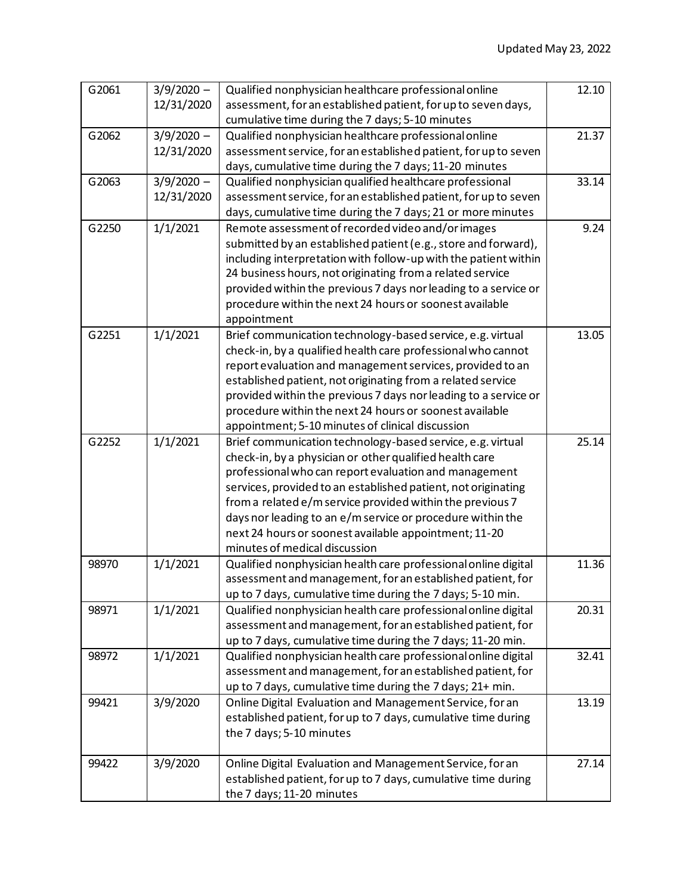Updated May 23, 2022

| | | | |
|---|---|---|---|
| G2061 | 3/9/2020 – 12/31/2020 | Qualified nonphysician healthcare professional online assessment, for an established patient, for up to seven days, cumulative time during the 7 days; 5-10 minutes | 12.10 |
| G2062 | 3/9/2020 – 12/31/2020 | Qualified nonphysician healthcare professional online assessment service, for an established patient, for up to seven days, cumulative time during the 7 days; 11-20 minutes | 21.37 |
| G2063 | 3/9/2020 – 12/31/2020 | Qualified nonphysician qualified healthcare professional assessment service, for an established patient, for up to seven days, cumulative time during the 7 days; 21 or more minutes | 33.14 |
| G2250 | 1/1/2021 | Remote assessment of recorded video and/or images submitted by an established patient (e.g., store and forward), including interpretation with follow-up with the patient within 24 business hours, not originating from a related service provided within the previous 7 days nor leading to a service or procedure within the next 24 hours or soonest available appointment | 9.24 |
| G2251 | 1/1/2021 | Brief communication technology-based service, e.g. virtual check-in, by a qualified health care professional who cannot report evaluation and management services, provided to an established patient, not originating from a related service provided within the previous 7 days nor leading to a service or procedure within the next 24 hours or soonest available appointment; 5-10 minutes of clinical discussion | 13.05 |
| G2252 | 1/1/2021 | Brief communication technology-based service, e.g. virtual check-in, by a physician or other qualified health care professional who can report evaluation and management services, provided to an established patient, not originating from a related e/m service provided within the previous 7 days nor leading to an e/m service or procedure within the next 24 hours or soonest available appointment; 11-20 minutes of medical discussion | 25.14 |
| 98970 | 1/1/2021 | Qualified nonphysician health care professional online digital assessment and management, for an established patient, for up to 7 days, cumulative time during the 7 days; 5-10 min. | 11.36 |
| 98971 | 1/1/2021 | Qualified nonphysician health care professional online digital assessment and management, for an established patient, for up to 7 days, cumulative time during the 7 days; 11-20 min. | 20.31 |
| 98972 | 1/1/2021 | Qualified nonphysician health care professional online digital assessment and management, for an established patient, for up to 7 days, cumulative time during the 7 days; 21+ min. | 32.41 |
| 99421 | 3/9/2020 | Online Digital Evaluation and Management Service, for an established patient, for up to 7 days, cumulative time during the 7 days; 5-10 minutes | 13.19 |
| 99422 | 3/9/2020 | Online Digital Evaluation and Management Service, for an established patient, for up to 7 days, cumulative time during the 7 days; 11-20 minutes | 27.14 |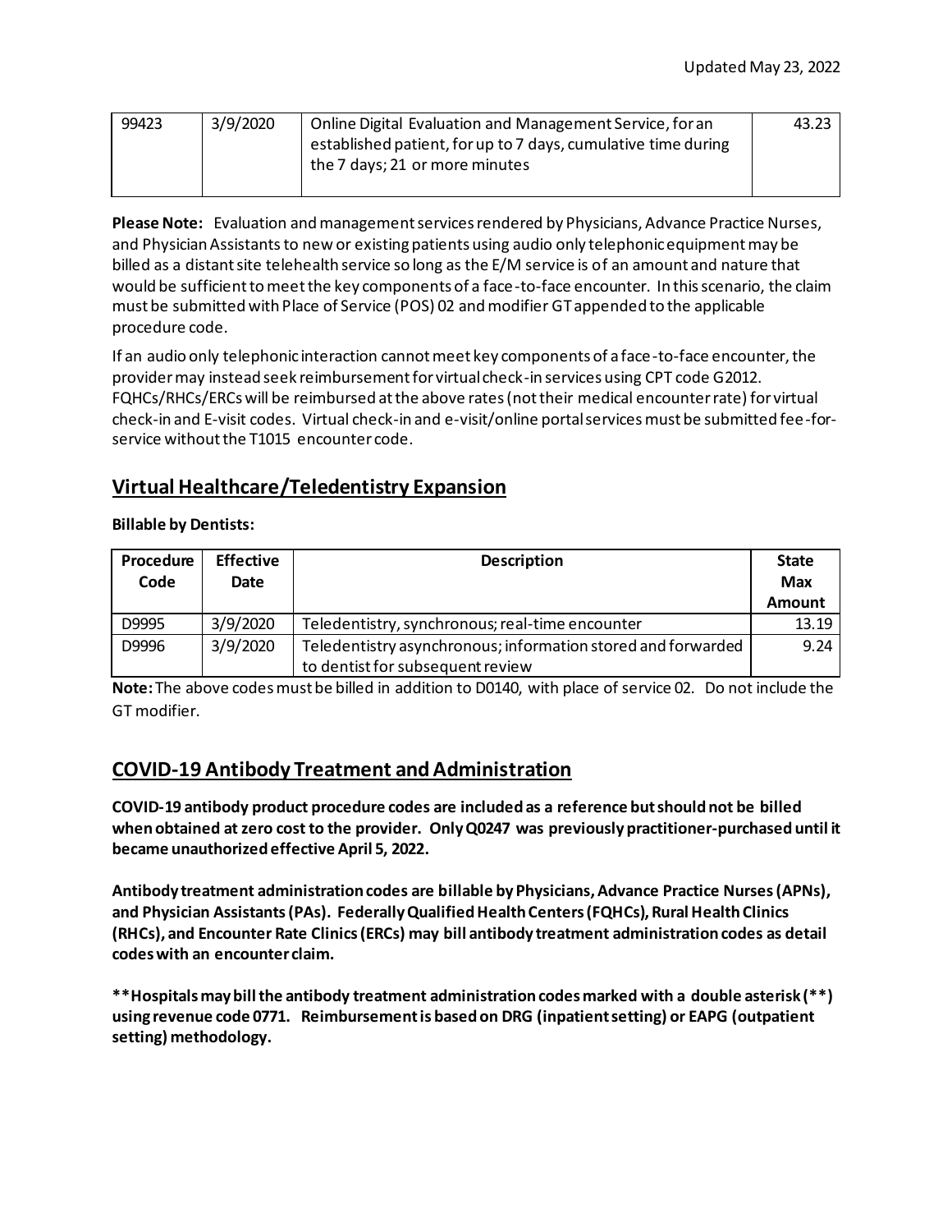| 99423 | 3/9/2020 | Online Digital Evaluation and Management Service, for an established patient, for up to 7 days, cumulative time during the 7 days; 21 or more minutes | 43.23 |
|---|---|---|---|

**Please Note:** Evaluation and management services rendered by Physicians, Advance Practice Nurses, and Physician Assistants to new or existing patients using audio only telephonic equipment may be billed as a distant site telehealth service so long as the E/M service is of an amount and nature that would be sufficient to meet the key components of a face-to-face encounter. In this scenario, the claim must be submitted with Place of Service (POS) 02 and modifier GT appended to the applicable procedure code.

If an audio only telephonic interaction cannot meet key components of a face-to-face encounter, the provider may instead seek reimbursement for virtual check-in services using CPT code G2012. FQHCs/RHCs/ERCs will be reimbursed at the above rates (not their medical encounter rate) for virtual check-in and E-visit codes. Virtual check-in and e-visit/online portal services must be submitted fee-for-service without the T1015 encounter code.

## Virtual Healthcare/Teledentistry Expansion

**Billable by Dentists:**

| Procedure Code | Effective Date | Description | State Max Amount |
|---|---|---|---|
| D9995 | 3/9/2020 | Teledentistry, synchronous; real-time encounter | 13.19 |
| D9996 | 3/9/2020 | Teledentistry asynchronous; information stored and forwarded to dentist for subsequent review | 9.24 |

**Note:** The above codes must be billed in addition to D0140, with place of service 02. Do not include the GT modifier.

## COVID-19 Antibody Treatment and Administration

**COVID-19 antibody product procedure codes are included as a reference but should not be billed when obtained at zero cost to the provider. Only Q0247 was previously practitioner-purchased until it became unauthorized effective April 5, 2022.**

**Antibody treatment administration codes are billable by Physicians, Advance Practice Nurses (APNs), and Physician Assistants (PAs). Federally Qualified Health Centers (FQHCs), Rural Health Clinics (RHCs), and Encounter Rate Clinics (ERCs) may bill antibody treatment administration codes as detail codes with an encounter claim.**

**\*\*Hospitals may bill the antibody treatment administration codes marked with a double asterisk (\*\*) using revenue code 0771. Reimbursement is based on DRG (inpatient setting) or EAPG (outpatient setting) methodology.**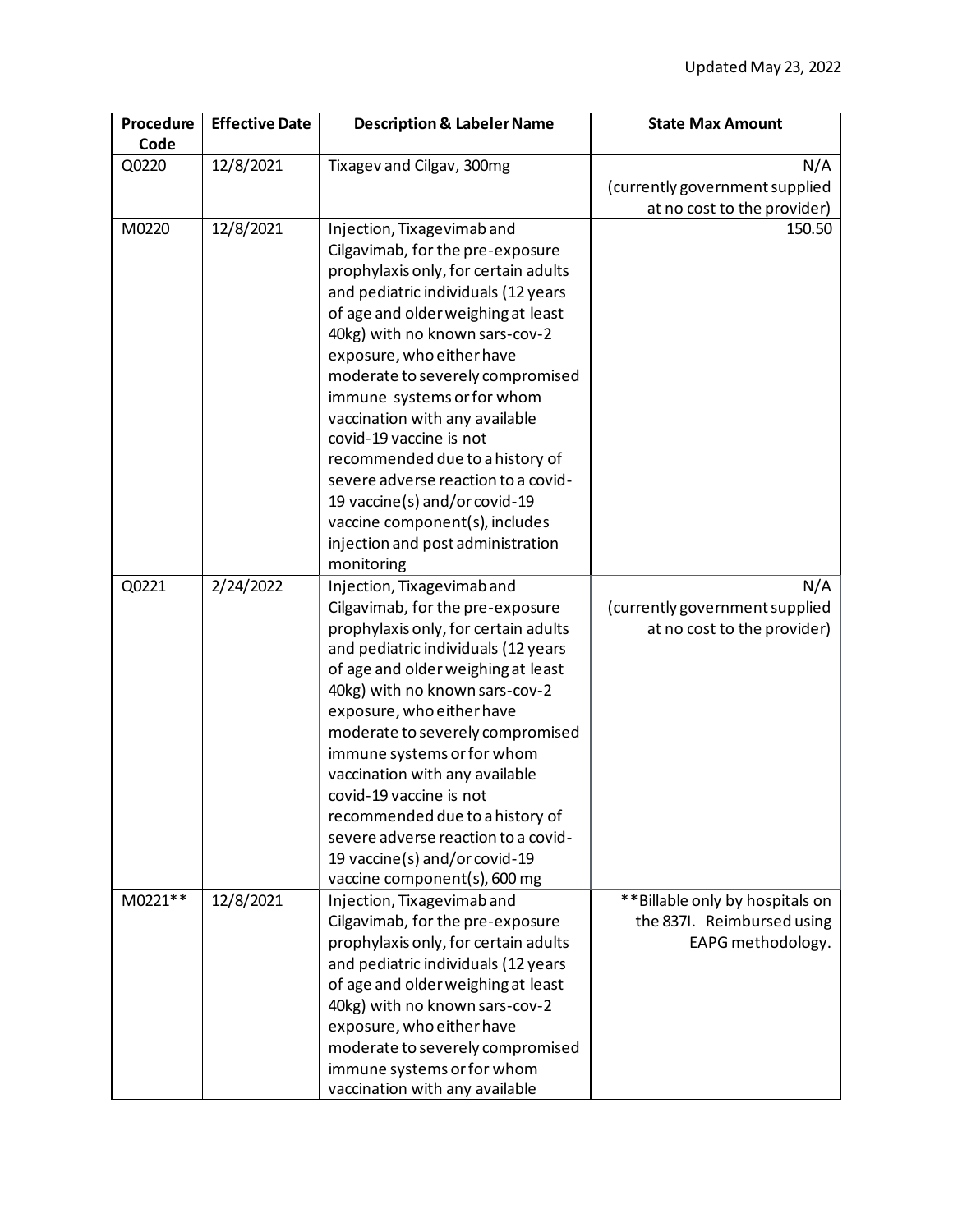Updated May 23, 2022

| Procedure Code | Effective Date | Description & Labeler Name | State Max Amount |
|---|---|---|---|
| Q0220 | 12/8/2021 | Tixagev and Cilgav, 300mg | N/A (currently government supplied at no cost to the provider) |
| M0220 | 12/8/2021 | Injection, Tixagevimab and Cilgavimab, for the pre-exposure prophylaxis only, for certain adults and pediatric individuals (12 years of age and older weighing at least 40kg) with no known sars-cov-2 exposure, who either have moderate to severely compromised immune systems or for whom vaccination with any available covid-19 vaccine is not recommended due to a history of severe adverse reaction to a covid-19 vaccine(s) and/or covid-19 vaccine component(s), includes injection and post administration monitoring | 150.50 |
| Q0221 | 2/24/2022 | Injection, Tixagevimab and Cilgavimab, for the pre-exposure prophylaxis only, for certain adults and pediatric individuals (12 years of age and older weighing at least 40kg) with no known sars-cov-2 exposure, who either have moderate to severely compromised immune systems or for whom vaccination with any available covid-19 vaccine is not recommended due to a history of severe adverse reaction to a covid-19 vaccine(s) and/or covid-19 vaccine component(s), 600 mg | N/A (currently government supplied at no cost to the provider) |
| M0221** | 12/8/2021 | Injection, Tixagevimab and Cilgavimab, for the pre-exposure prophylaxis only, for certain adults and pediatric individuals (12 years of age and older weighing at least 40kg) with no known sars-cov-2 exposure, who either have moderate to severely compromised immune systems or for whom vaccination with any available | **Billable only by hospitals on the 837I. Reimbursed using EAPG methodology. |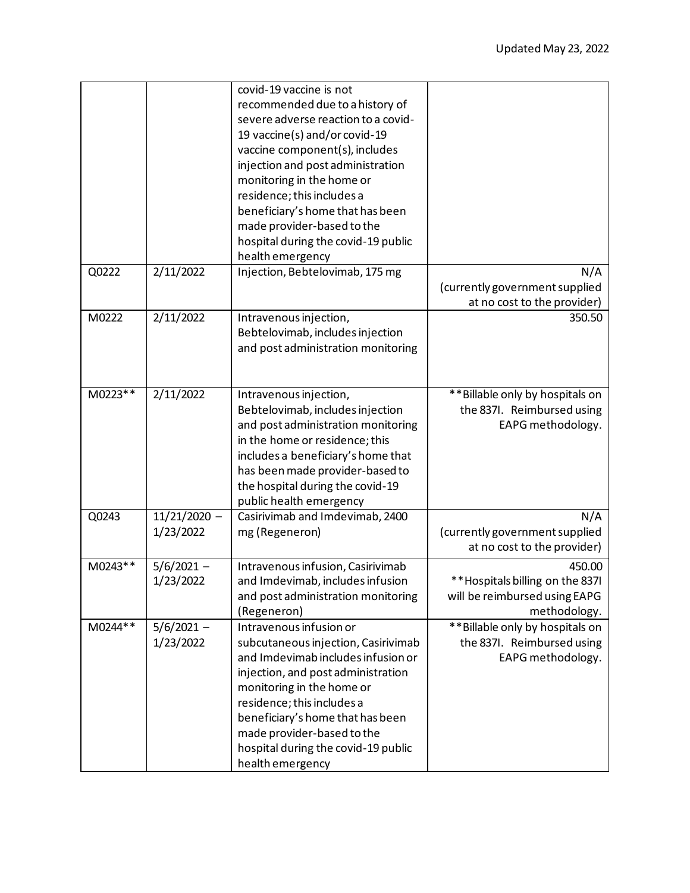| | | | |
|---|---|---|---|
| | | covid-19 vaccine is not recommended due to a history of severe adverse reaction to a covid-19 vaccine(s) and/or covid-19 vaccine component(s), includes injection and post administration monitoring in the home or residence; this includes a beneficiary's home that has been made provider-based to the hospital during the covid-19 public health emergency | |
| Q0222 | 2/11/2022 | Injection, Bebtelovimab, 175 mg | N/A (currently government supplied at no cost to the provider) |
| M0222 | 2/11/2022 | Intravenous injection, Bebtelovimab, includes injection and post administration monitoring | 350.50 |
| M0223** | 2/11/2022 | Intravenous injection, Bebtelovimab, includes injection and post administration monitoring in the home or residence; this includes a beneficiary's home that has been made provider-based to the hospital during the covid-19 public health emergency | **Billable only by hospitals on the 837I. Reimbursed using EAPG methodology. |
| Q0243 | 11/21/2020 – 1/23/2022 | Casirivimab and Imdevimab, 2400 mg (Regeneron) | N/A (currently government supplied at no cost to the provider) |
| M0243** | 5/6/2021 – 1/23/2022 | Intravenous infusion, Casirivimab and Imdevimab, includes infusion and post administration monitoring (Regeneron) | 450.00 **Hospitals billing on the 837I will be reimbursed using EAPG methodology. |
| M0244** | 5/6/2021 – 1/23/2022 | Intravenous infusion or subcutaneous injection, Casirivimab and Imdevimab includes infusion or injection, and post administration monitoring in the home or residence; this includes a beneficiary's home that has been made provider-based to the hospital during the covid-19 public health emergency | **Billable only by hospitals on the 837I. Reimbursed using EAPG methodology. |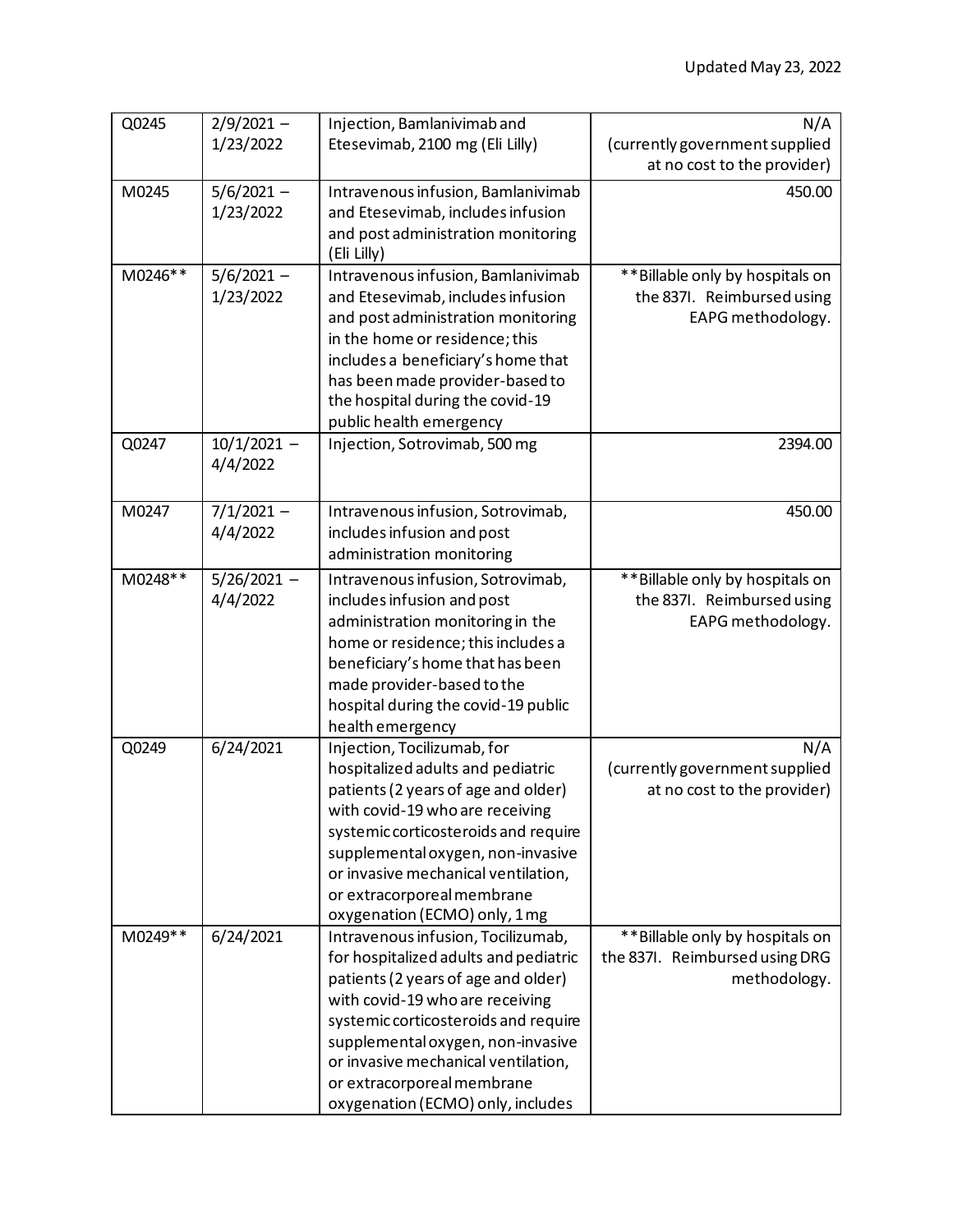| Q0245 | 2/9/2021 – 1/23/2022 | Injection, Bamlanivimab and Etesevimab, 2100 mg (Eli Lilly) | N/A (currently government supplied at no cost to the provider) |
|---|---|---|---|
| M0245 | 5/6/2021 – 1/23/2022 | Intravenous infusion, Bamlanivimab and Etesevimab, includes infusion and post administration monitoring (Eli Lilly) | 450.00 |
| M0246** | 5/6/2021 – 1/23/2022 | Intravenous infusion, Bamlanivimab and Etesevimab, includes infusion and post administration monitoring in the home or residence; this includes a beneficiary's home that has been made provider-based to the hospital during the covid-19 public health emergency | **Billable only by hospitals on the 837I. Reimbursed using EAPG methodology. |
| Q0247 | 10/1/2021 – 4/4/2022 | Injection, Sotrovimab, 500 mg | 2394.00 |
| M0247 | 7/1/2021 – 4/4/2022 | Intravenous infusion, Sotrovimab, includes infusion and post administration monitoring | 450.00 |
| M0248** | 5/26/2021 – 4/4/2022 | Intravenous infusion, Sotrovimab, includes infusion and post administration monitoring in the home or residence; this includes a beneficiary's home that has been made provider-based to the hospital during the covid-19 public health emergency | **Billable only by hospitals on the 837I. Reimbursed using EAPG methodology. |
| Q0249 | 6/24/2021 | Injection, Tocilizumab, for hospitalized adults and pediatric patients (2 years of age and older) with covid-19 who are receiving systemic corticosteroids and require supplemental oxygen, non-invasive or invasive mechanical ventilation, or extracorporeal membrane oxygenation (ECMO) only, 1 mg | N/A (currently government supplied at no cost to the provider) |
| M0249** | 6/24/2021 | Intravenous infusion, Tocilizumab, for hospitalized adults and pediatric patients (2 years of age and older) with covid-19 who are receiving systemic corticosteroids and require supplemental oxygen, non-invasive or invasive mechanical ventilation, or extracorporeal membrane oxygenation (ECMO) only, includes | **Billable only by hospitals on the 837I. Reimbursed using DRG methodology. |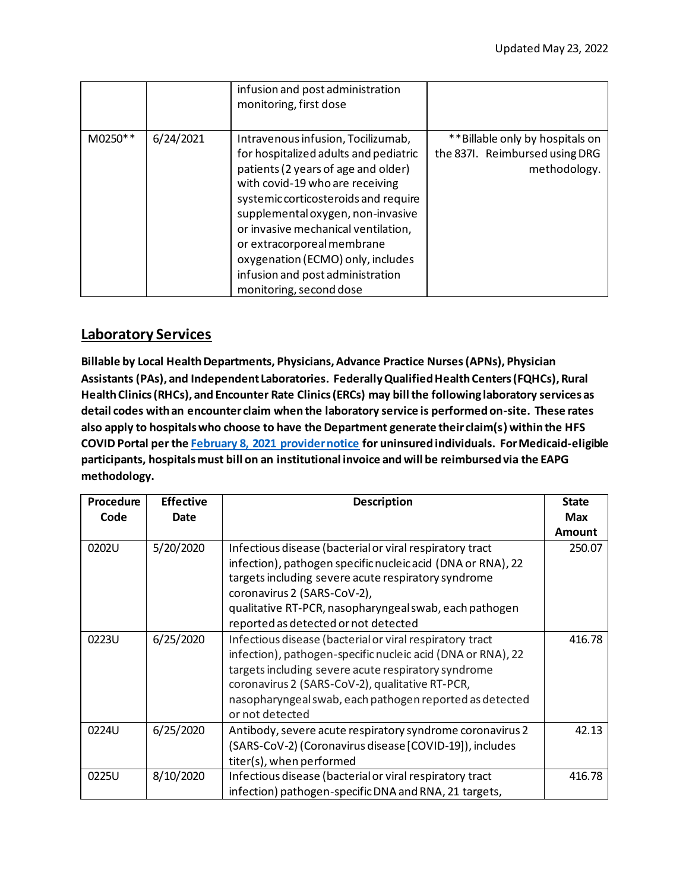Updated May 23, 2022

| | | | |
|---|---|---|---|
| | | infusion and post administration monitoring, first dose | |
| M0250** | 6/24/2021 | Intravenous infusion, Tocilizumab, for hospitalized adults and pediatric patients (2 years of age and older) with covid-19 who are receiving systemic corticosteroids and require supplemental oxygen, non-invasive or invasive mechanical ventilation, or extracorporeal membrane oxygenation (ECMO) only, includes infusion and post administration monitoring, second dose | **Billable only by hospitals on the 837I. Reimbursed using DRG methodology. |

## Laboratory Services

**Billable by Local Health Departments, Physicians, Advance Practice Nurses (APNs), Physician Assistants (PAs), and Independent Laboratories. Federally Qualified Health Centers (FQHCs), Rural Health Clinics (RHCs), and Encounter Rate Clinics (ERCs) may bill the following laboratory services as detail codes with an encounter claim when the laboratory service is performed on-site. These rates also apply to hospitals who choose to have the Department generate their claim(s) within the HFS COVID Portal per the February 8, 2021 provider notice for uninsured individuals. For Medicaid-eligible participants, hospitals must bill on an institutional invoice and will be reimbursed via the EAPG methodology.**

| Procedure Code | Effective Date | Description | State Max Amount |
|---|---|---|---|
| 0202U | 5/20/2020 | Infectious disease (bacterial or viral respiratory tract infection), pathogen specific nucleic acid (DNA or RNA), 22 targets including severe acute respiratory syndrome coronavirus 2 (SARS-CoV-2), qualitative RT-PCR, nasopharyngeal swab, each pathogen reported as detected or not detected | 250.07 |
| 0223U | 6/25/2020 | Infectious disease (bacterial or viral respiratory tract infection), pathogen-specific nucleic acid (DNA or RNA), 22 targets including severe acute respiratory syndrome coronavirus 2 (SARS-CoV-2), qualitative RT-PCR, nasopharyngeal swab, each pathogen reported as detected or not detected | 416.78 |
| 0224U | 6/25/2020 | Antibody, severe acute respiratory syndrome coronavirus 2 (SARS-CoV-2) (Coronavirus disease [COVID-19]), includes titer(s), when performed | 42.13 |
| 0225U | 8/10/2020 | Infectious disease (bacterial or viral respiratory tract infection) pathogen-specific DNA and RNA, 21 targets, | 416.78 |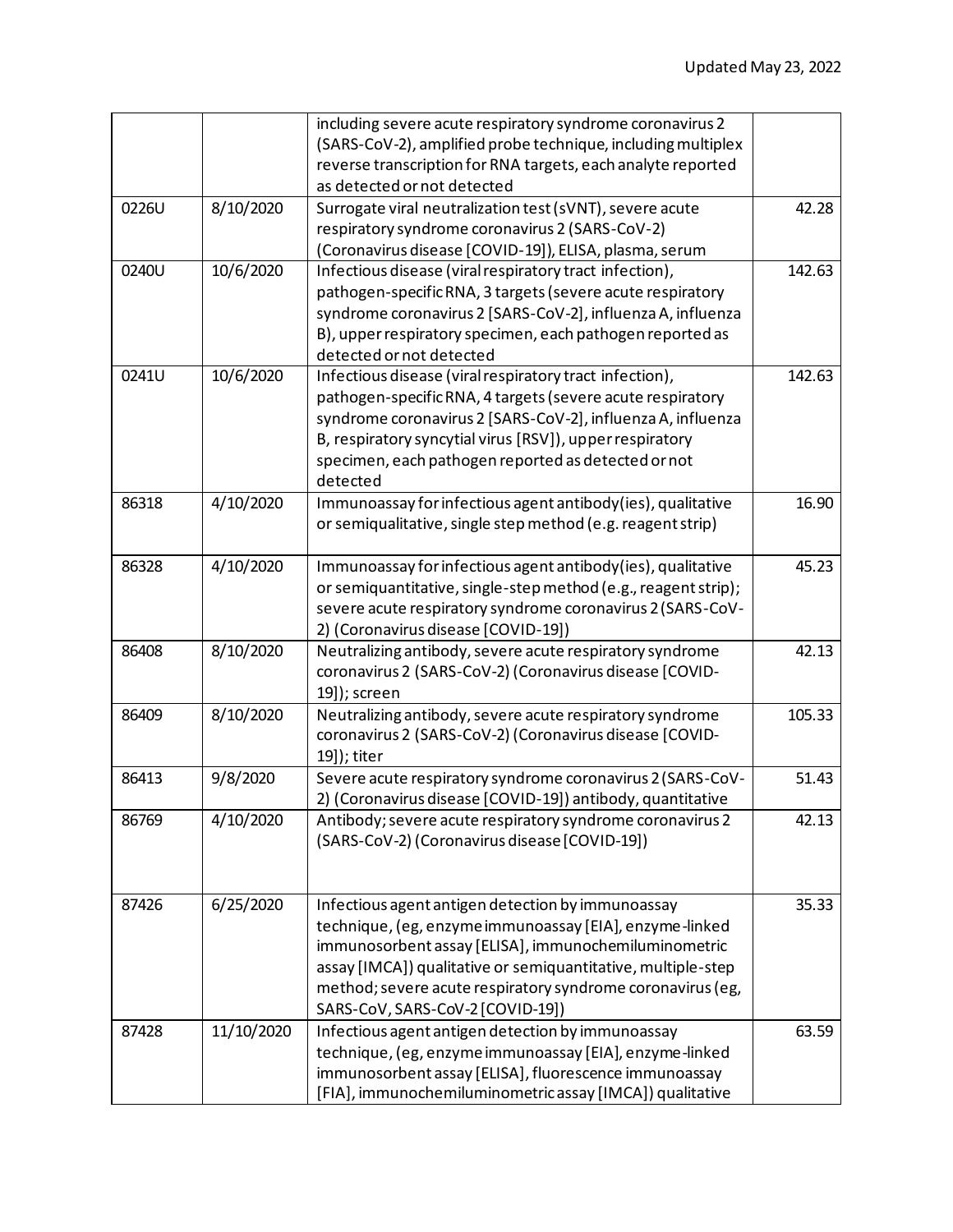| | | including severe acute respiratory syndrome coronavirus 2 (SARS-CoV-2), amplified probe technique, including multiplex reverse transcription for RNA targets, each analyte reported as detected or not detected | |
|---|---|---|---|
| 0226U | 8/10/2020 | Surrogate viral neutralization test (sVNT), severe acute respiratory syndrome coronavirus 2 (SARS-CoV-2) (Coronavirus disease [COVID-19]), ELISA, plasma, serum | 42.28 |
| 0240U | 10/6/2020 | Infectious disease (viral respiratory tract infection), pathogen-specific RNA, 3 targets (severe acute respiratory syndrome coronavirus 2 [SARS-CoV-2], influenza A, influenza B), upper respiratory specimen, each pathogen reported as detected or not detected | 142.63 |
| 0241U | 10/6/2020 | Infectious disease (viral respiratory tract infection), pathogen-specific RNA, 4 targets (severe acute respiratory syndrome coronavirus 2 [SARS-CoV-2], influenza A, influenza B, respiratory syncytial virus [RSV]), upper respiratory specimen, each pathogen reported as detected or not detected | 142.63 |
| 86318 | 4/10/2020 | Immunoassay for infectious agent antibody(ies), qualitative or semiqualitative, single step method (e.g. reagent strip) | 16.90 |
| 86328 | 4/10/2020 | Immunoassay for infectious agent antibody(ies), qualitative or semiquantitative, single-step method (e.g., reagent strip); severe acute respiratory syndrome coronavirus 2 (SARS-CoV-2) (Coronavirus disease [COVID-19]) | 45.23 |
| 86408 | 8/10/2020 | Neutralizing antibody, severe acute respiratory syndrome coronavirus 2 (SARS-CoV-2) (Coronavirus disease [COVID-19]); screen | 42.13 |
| 86409 | 8/10/2020 | Neutralizing antibody, severe acute respiratory syndrome coronavirus 2 (SARS-CoV-2) (Coronavirus disease [COVID-19]); titer | 105.33 |
| 86413 | 9/8/2020 | Severe acute respiratory syndrome coronavirus 2 (SARS-CoV-2) (Coronavirus disease [COVID-19]) antibody, quantitative | 51.43 |
| 86769 | 4/10/2020 | Antibody; severe acute respiratory syndrome coronavirus 2 (SARS-CoV-2) (Coronavirus disease [COVID-19]) | 42.13 |
| 87426 | 6/25/2020 | Infectious agent antigen detection by immunoassay technique, (eg, enzyme immunoassay [EIA], enzyme-linked immunosorbent assay [ELISA], immunochemiluminometric assay [IMCA]) qualitative or semiquantitative, multiple-step method; severe acute respiratory syndrome coronavirus (eg, SARS-CoV, SARS-CoV-2 [COVID-19]) | 35.33 |
| 87428 | 11/10/2020 | Infectious agent antigen detection by immunoassay technique, (eg, enzyme immunoassay [EIA], enzyme-linked immunosorbent assay [ELISA], fluorescence immunoassay [FIA], immunochemiluminometric assay [IMCA]) qualitative | 63.59 |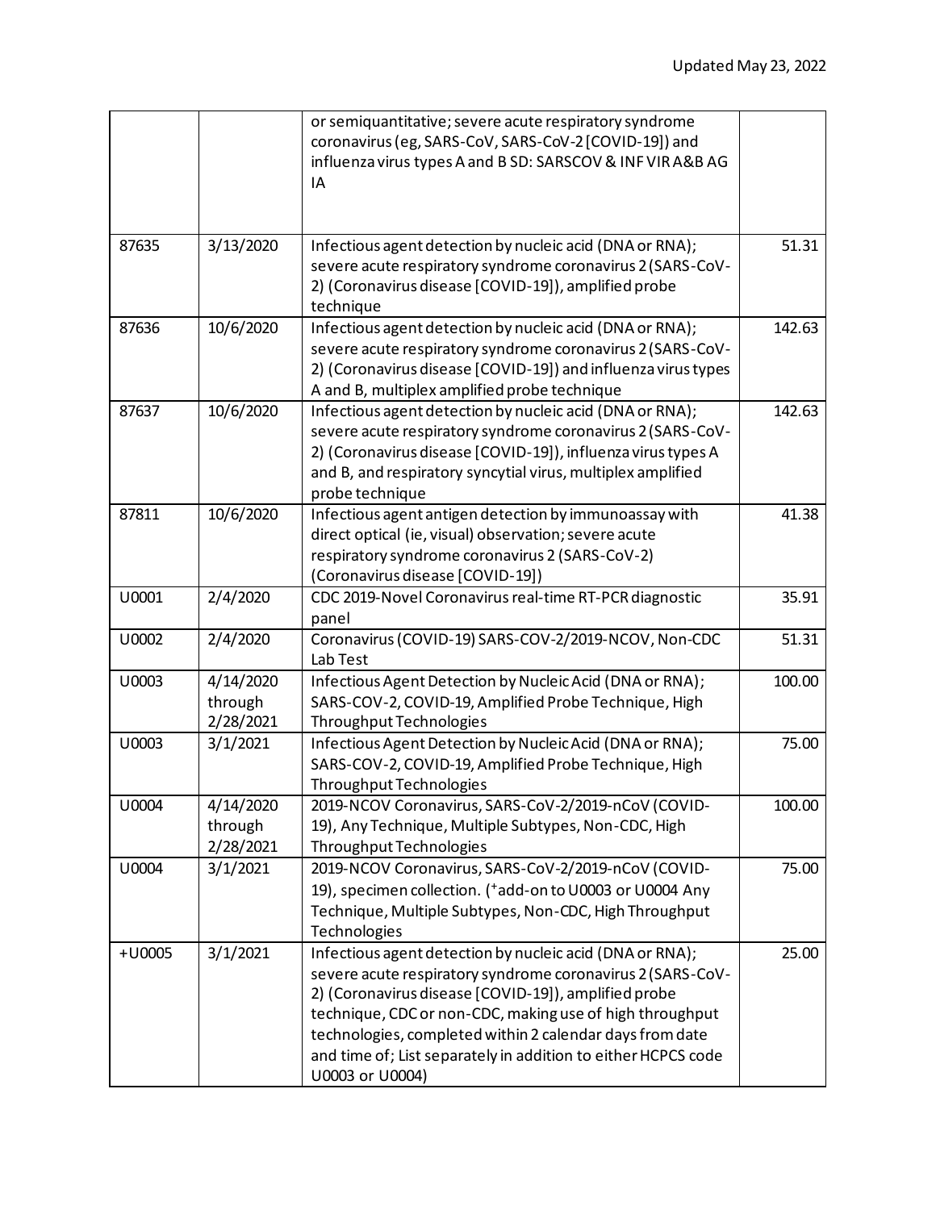| | | or semiquantitative; severe acute respiratory syndrome coronavirus (eg, SARS-CoV, SARS-CoV-2 [COVID-19]) and influenza virus types A and B SD: SARSCOV & INF VIR A&B AG IA | |
|---|---|---|---|
| 87635 | 3/13/2020 | Infectious agent detection by nucleic acid (DNA or RNA); severe acute respiratory syndrome coronavirus 2 (SARS-CoV-2) (Coronavirus disease [COVID-19]), amplified probe technique | 51.31 |
| 87636 | 10/6/2020 | Infectious agent detection by nucleic acid (DNA or RNA); severe acute respiratory syndrome coronavirus 2 (SARS-CoV-2) (Coronavirus disease [COVID-19]) and influenza virus types A and B, multiplex amplified probe technique | 142.63 |
| 87637 | 10/6/2020 | Infectious agent detection by nucleic acid (DNA or RNA); severe acute respiratory syndrome coronavirus 2 (SARS-CoV-2) (Coronavirus disease [COVID-19]), influenza virus types A and B, and respiratory syncytial virus, multiplex amplified probe technique | 142.63 |
| 87811 | 10/6/2020 | Infectious agent antigen detection by immunoassay with direct optical (ie, visual) observation; severe acute respiratory syndrome coronavirus 2 (SARS-CoV-2) (Coronavirus disease [COVID-19]) | 41.38 |
| U0001 | 2/4/2020 | CDC 2019-Novel Coronavirus real-time RT-PCR diagnostic panel | 35.91 |
| U0002 | 2/4/2020 | Coronavirus (COVID-19) SARS-COV-2/2019-NCOV, Non-CDC Lab Test | 51.31 |
| U0003 | 4/14/2020 through 2/28/2021 | Infectious Agent Detection by Nucleic Acid (DNA or RNA); SARS-COV-2, COVID-19, Amplified Probe Technique, High Throughput Technologies | 100.00 |
| U0003 | 3/1/2021 | Infectious Agent Detection by Nucleic Acid (DNA or RNA); SARS-COV-2, COVID-19, Amplified Probe Technique, High Throughput Technologies | 75.00 |
| U0004 | 4/14/2020 through 2/28/2021 | 2019-NCOV Coronavirus, SARS-CoV-2/2019-nCoV (COVID-19), Any Technique, Multiple Subtypes, Non-CDC, High Throughput Technologies | 100.00 |
| U0004 | 3/1/2021 | 2019-NCOV Coronavirus, SARS-CoV-2/2019-nCoV (COVID-19), specimen collection. (+add-on to U0003 or U0004 Any Technique, Multiple Subtypes, Non-CDC, High Throughput Technologies | 75.00 |
| +U0005 | 3/1/2021 | Infectious agent detection by nucleic acid (DNA or RNA); severe acute respiratory syndrome coronavirus 2 (SARS-CoV-2) (Coronavirus disease [COVID-19]), amplified probe technique, CDC or non-CDC, making use of high throughput technologies, completed within 2 calendar days from date and time of; List separately in addition to either HCPCS code U0003 or U0004) | 25.00 |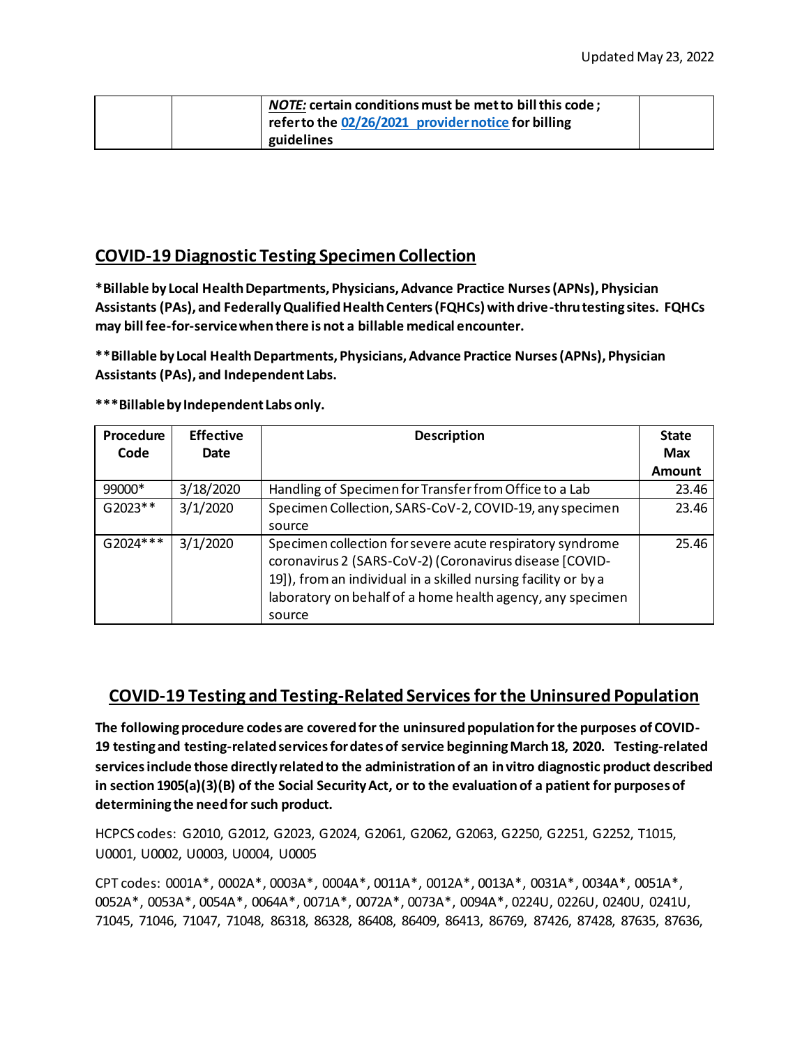| | | ***NOTE:*** **certain conditions must be met to bill this code ; refer to the 02/26/2021 provider notice for billing guidelines** | |
|---|---|---|---|

## COVID-19 Diagnostic Testing Specimen Collection

**\*Billable by Local Health Departments, Physicians, Advance Practice Nurses (APNs), Physician Assistants (PAs), and Federally Qualified Health Centers (FQHCs) with drive-thru testing sites. FQHCs may bill fee-for-service when there is not a billable medical encounter.**

**\*\*Billable by Local Health Departments, Physicians, Advance Practice Nurses (APNs), Physician Assistants (PAs), and Independent Labs.**

**\*\*\*Billable by Independent Labs only.**

| Procedure Code | Effective Date | Description | State Max Amount |
|---|---|---|---|
| 99000* | 3/18/2020 | Handling of Specimen for Transfer from Office to a Lab | 23.46 |
| G2023** | 3/1/2020 | Specimen Collection, SARS-CoV-2, COVID-19, any specimen source | 23.46 |
| G2024*** | 3/1/2020 | Specimen collection for severe acute respiratory syndrome coronavirus 2 (SARS-CoV-2) (Coronavirus disease [COVID-19]), from an individual in a skilled nursing facility or by a laboratory on behalf of a home health agency, any specimen source | 25.46 |

## COVID-19 Testing and Testing-Related Services for the Uninsured Population

**The following procedure codes are covered for the uninsured population for the purposes of COVID-19 testing and testing-related services for dates of service beginning March 18, 2020. Testing-related services include those directly related to the administration of an in vitro diagnostic product described in section 1905(a)(3)(B) of the Social Security Act, or to the evaluation of a patient for purposes of determining the need for such product.**

HCPCS codes: G2010, G2012, G2023, G2024, G2061, G2062, G2063, G2250, G2251, G2252, T1015, U0001, U0002, U0003, U0004, U0005

CPT codes: 0001A*, 0002A*, 0003A*, 0004A*, 0011A*, 0012A*, 0013A*, 0031A*, 0034A*, 0051A*, 0052A*, 0053A*, 0054A*, 0064A*, 0071A*, 0072A*, 0073A*, 0094A*, 0224U, 0226U, 0240U, 0241U, 71045, 71046, 71047, 71048, 86318, 86328, 86408, 86409, 86413, 86769, 87426, 87428, 87635, 87636,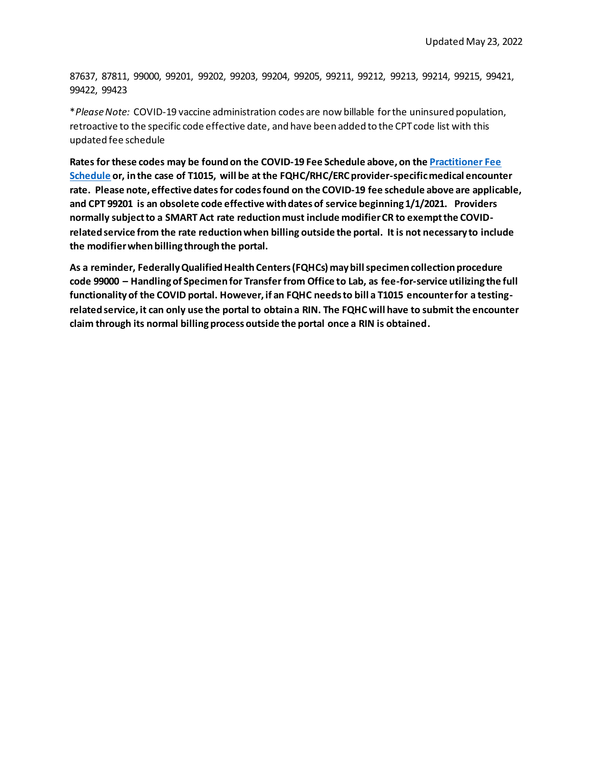87637, 87811, 99000, 99201, 99202, 99203, 99204, 99205, 99211, 99212, 99213, 99214, 99215, 99421, 99422, 99423

**Please Note:* COVID-19 vaccine administration codes are now billable for the uninsured population, retroactive to the specific code effective date, and have been added to the CPT code list with this updated fee schedule

**Rates for these codes may be found on the COVID-19 Fee Schedule above, on the Practitioner Fee Schedule or, in the case of T1015, will be at the FQHC/RHC/ERC provider-specific medical encounter rate. Please note, effective dates for codes found on the COVID-19 fee schedule above are applicable, and CPT 99201 is an obsolete code effective with dates of service beginning 1/1/2021. Providers normally subject to a SMART Act rate reduction must include modifier CR to exempt the COVID-related service from the rate reduction when billing outside the portal. It is not necessary to include the modifier when billing through the portal.**

**As a reminder, Federally Qualified Health Centers (FQHCs) may bill specimen collection procedure code 99000 – Handling of Specimen for Transfer from Office to Lab, as fee-for-service utilizing the full functionality of the COVID portal. However, if an FQHC needs to bill a T1015 encounter for a testing-related service, it can only use the portal to obtain a RIN. The FQHC will have to submit the encounter claim through its normal billing process outside the portal once a RIN is obtained.**